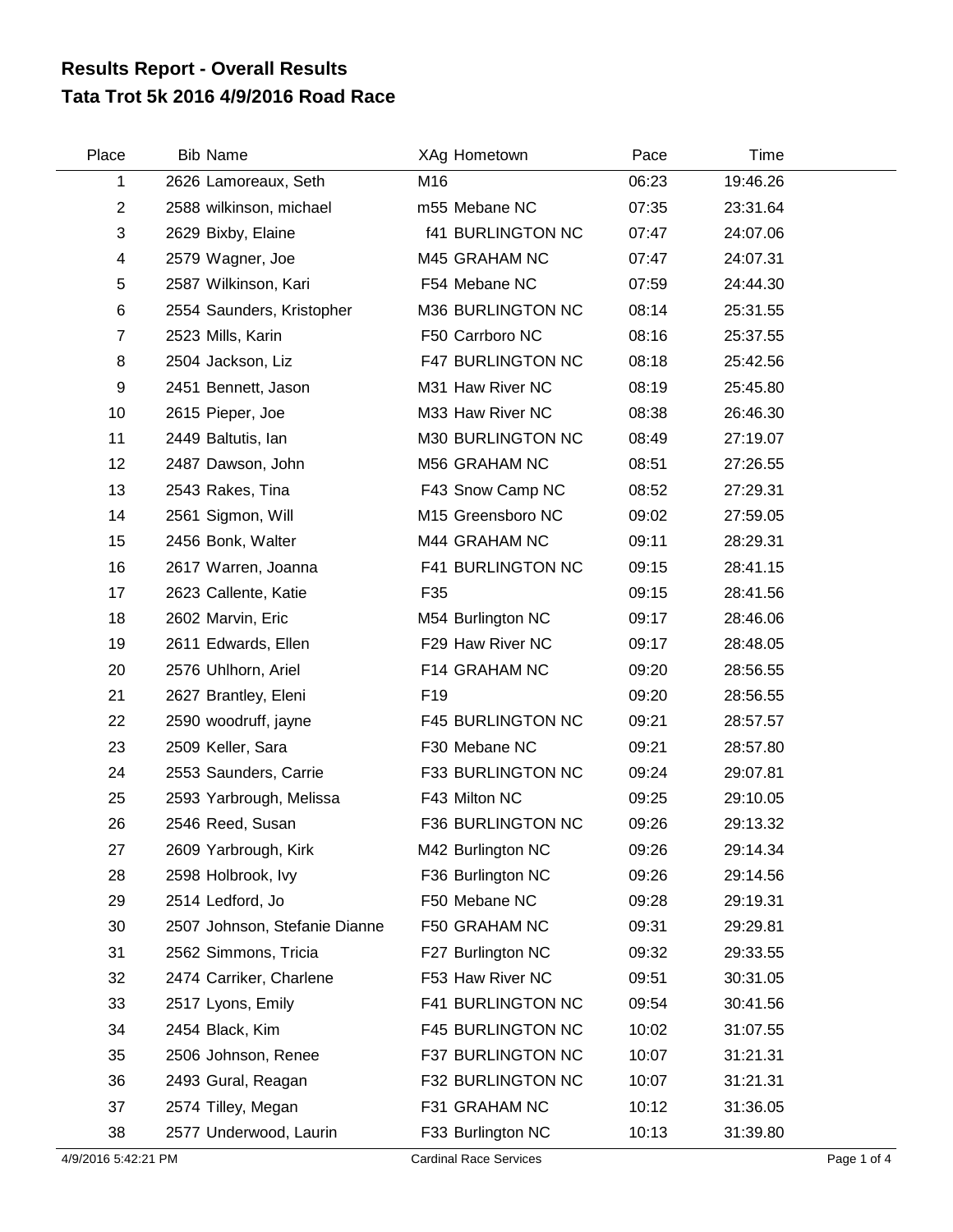# Results Report - Overall Results
## Tata Trot 5k 2016 4/9/2016 Road Race

| Place | Bib | Name | XAg | Hometown | Pace | Time |
|---|---|---|---|---|---|---|
| 1 | 2626 | Lamoreaux, Seth | M16 | | 06:23 | 19:46.26 |
| 2 | 2588 | wilkinson, michael | m55 | Mebane NC | 07:35 | 23:31.64 |
| 3 | 2629 | Bixby, Elaine | f41 | BURLINGTON NC | 07:47 | 24:07.06 |
| 4 | 2579 | Wagner, Joe | M45 | GRAHAM NC | 07:47 | 24:07.31 |
| 5 | 2587 | Wilkinson, Kari | F54 | Mebane NC | 07:59 | 24:44.30 |
| 6 | 2554 | Saunders, Kristopher | M36 | BURLINGTON NC | 08:14 | 25:31.55 |
| 7 | 2523 | Mills, Karin | F50 | Carrboro NC | 08:16 | 25:37.55 |
| 8 | 2504 | Jackson, Liz | F47 | BURLINGTON NC | 08:18 | 25:42.56 |
| 9 | 2451 | Bennett, Jason | M31 | Haw River NC | 08:19 | 25:45.80 |
| 10 | 2615 | Pieper, Joe | M33 | Haw River NC | 08:38 | 26:46.30 |
| 11 | 2449 | Baltutis, Ian | M30 | BURLINGTON NC | 08:49 | 27:19.07 |
| 12 | 2487 | Dawson, John | M56 | GRAHAM NC | 08:51 | 27:26.55 |
| 13 | 2543 | Rakes, Tina | F43 | Snow Camp NC | 08:52 | 27:29.31 |
| 14 | 2561 | Sigmon, Will | M15 | Greensboro NC | 09:02 | 27:59.05 |
| 15 | 2456 | Bonk, Walter | M44 | GRAHAM NC | 09:11 | 28:29.31 |
| 16 | 2617 | Warren, Joanna | F41 | BURLINGTON NC | 09:15 | 28:41.15 |
| 17 | 2623 | Callente, Katie | F35 | | 09:15 | 28:41.56 |
| 18 | 2602 | Marvin, Eric | M54 | Burlington NC | 09:17 | 28:46.06 |
| 19 | 2611 | Edwards, Ellen | F29 | Haw River NC | 09:17 | 28:48.05 |
| 20 | 2576 | Uhlhorn, Ariel | F14 | GRAHAM NC | 09:20 | 28:56.55 |
| 21 | 2627 | Brantley, Eleni | F19 | | 09:20 | 28:56.55 |
| 22 | 2590 | woodruff, jayne | F45 | BURLINGTON NC | 09:21 | 28:57.57 |
| 23 | 2509 | Keller, Sara | F30 | Mebane NC | 09:21 | 28:57.80 |
| 24 | 2553 | Saunders, Carrie | F33 | BURLINGTON NC | 09:24 | 29:07.81 |
| 25 | 2593 | Yarbrough, Melissa | F43 | Milton NC | 09:25 | 29:10.05 |
| 26 | 2546 | Reed, Susan | F36 | BURLINGTON NC | 09:26 | 29:13.32 |
| 27 | 2609 | Yarbrough, Kirk | M42 | Burlington NC | 09:26 | 29:14.34 |
| 28 | 2598 | Holbrook, Ivy | F36 | Burlington NC | 09:26 | 29:14.56 |
| 29 | 2514 | Ledford, Jo | F50 | Mebane NC | 09:28 | 29:19.31 |
| 30 | 2507 | Johnson, Stefanie Dianne | F50 | GRAHAM NC | 09:31 | 29:29.81 |
| 31 | 2562 | Simmons, Tricia | F27 | Burlington NC | 09:32 | 29:33.55 |
| 32 | 2474 | Carriker, Charlene | F53 | Haw River NC | 09:51 | 30:31.05 |
| 33 | 2517 | Lyons, Emily | F41 | BURLINGTON NC | 09:54 | 30:41.56 |
| 34 | 2454 | Black, Kim | F45 | BURLINGTON NC | 10:02 | 31:07.55 |
| 35 | 2506 | Johnson, Renee | F37 | BURLINGTON NC | 10:07 | 31:21.31 |
| 36 | 2493 | Gural, Reagan | F32 | BURLINGTON NC | 10:07 | 31:21.31 |
| 37 | 2574 | Tilley, Megan | F31 | GRAHAM NC | 10:12 | 31:36.05 |
| 38 | 2577 | Underwood, Laurin | F33 | Burlington NC | 10:13 | 31:39.80 |

4/9/2016 5:42:21 PM — Cardinal Race Services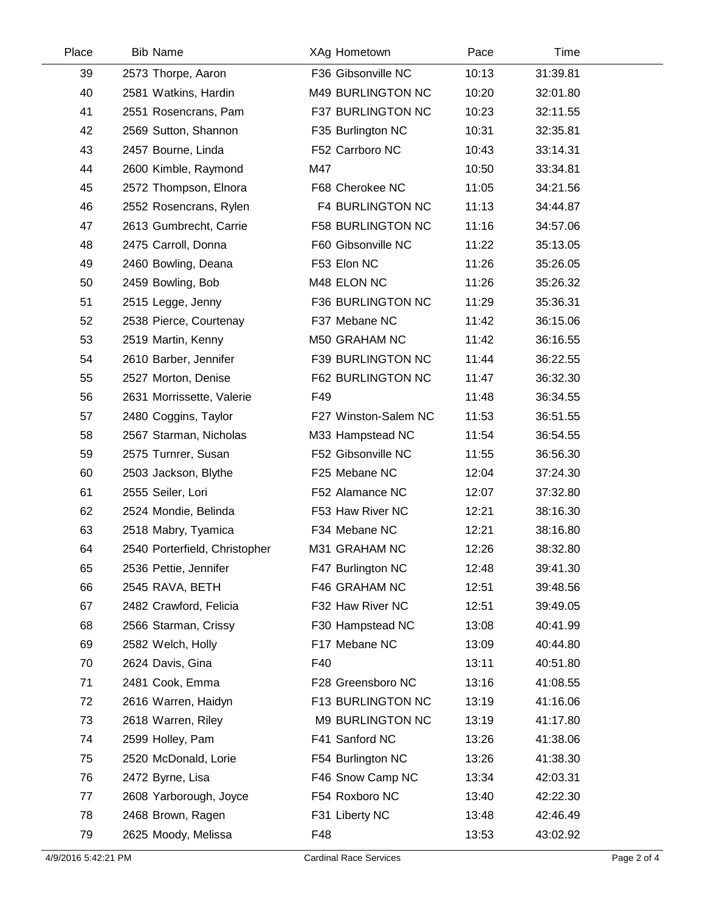| Place | Bib | Name | XAg | Hometown | Pace | Time |
|---|---|---|---|---|---|---|
| 39 | 2573 | Thorpe, Aaron | F36 | Gibsonville NC | 10:13 | 31:39.81 |
| 40 | 2581 | Watkins, Hardin | M49 | BURLINGTON NC | 10:20 | 32:01.80 |
| 41 | 2551 | Rosencrans, Pam | F37 | BURLINGTON NC | 10:23 | 32:11.55 |
| 42 | 2569 | Sutton, Shannon | F35 | Burlington NC | 10:31 | 32:35.81 |
| 43 | 2457 | Bourne, Linda | F52 | Carrboro NC | 10:43 | 33:14.31 |
| 44 | 2600 | Kimble, Raymond | M47 | | 10:50 | 33:34.81 |
| 45 | 2572 | Thompson, Elnora | F68 | Cherokee NC | 11:05 | 34:21.56 |
| 46 | 2552 | Rosencrans, Rylen | F4 | BURLINGTON NC | 11:13 | 34:44.87 |
| 47 | 2613 | Gumbrecht, Carrie | F58 | BURLINGTON NC | 11:16 | 34:57.06 |
| 48 | 2475 | Carroll, Donna | F60 | Gibsonville NC | 11:22 | 35:13.05 |
| 49 | 2460 | Bowling, Deana | F53 | Elon NC | 11:26 | 35:26.05 |
| 50 | 2459 | Bowling, Bob | M48 | ELON NC | 11:26 | 35:26.32 |
| 51 | 2515 | Legge, Jenny | F36 | BURLINGTON NC | 11:29 | 35:36.31 |
| 52 | 2538 | Pierce, Courtenay | F37 | Mebane NC | 11:42 | 36:15.06 |
| 53 | 2519 | Martin, Kenny | M50 | GRAHAM NC | 11:42 | 36:16.55 |
| 54 | 2610 | Barber, Jennifer | F39 | BURLINGTON NC | 11:44 | 36:22.55 |
| 55 | 2527 | Morton, Denise | F62 | BURLINGTON NC | 11:47 | 36:32.30 |
| 56 | 2631 | Morrissette, Valerie | F49 | | 11:48 | 36:34.55 |
| 57 | 2480 | Coggins, Taylor | F27 | Winston-Salem NC | 11:53 | 36:51.55 |
| 58 | 2567 | Starman, Nicholas | M33 | Hampstead NC | 11:54 | 36:54.55 |
| 59 | 2575 | Turnrer, Susan | F52 | Gibsonville NC | 11:55 | 36:56.30 |
| 60 | 2503 | Jackson, Blythe | F25 | Mebane NC | 12:04 | 37:24.30 |
| 61 | 2555 | Seiler, Lori | F52 | Alamance NC | 12:07 | 37:32.80 |
| 62 | 2524 | Mondie, Belinda | F53 | Haw River NC | 12:21 | 38:16.30 |
| 63 | 2518 | Mabry, Tyamica | F34 | Mebane NC | 12:21 | 38:16.80 |
| 64 | 2540 | Porterfield, Christopher | M31 | GRAHAM NC | 12:26 | 38:32.80 |
| 65 | 2536 | Pettie, Jennifer | F47 | Burlington NC | 12:48 | 39:41.30 |
| 66 | 2545 | RAVA, BETH | F46 | GRAHAM NC | 12:51 | 39:48.56 |
| 67 | 2482 | Crawford, Felicia | F32 | Haw River NC | 12:51 | 39:49.05 |
| 68 | 2566 | Starman, Crissy | F30 | Hampstead NC | 13:08 | 40:41.99 |
| 69 | 2582 | Welch, Holly | F17 | Mebane NC | 13:09 | 40:44.80 |
| 70 | 2624 | Davis, Gina | F40 | | 13:11 | 40:51.80 |
| 71 | 2481 | Cook, Emma | F28 | Greensboro NC | 13:16 | 41:08.55 |
| 72 | 2616 | Warren, Haidyn | F13 | BURLINGTON NC | 13:19 | 41:16.06 |
| 73 | 2618 | Warren, Riley | M9 | BURLINGTON NC | 13:19 | 41:17.80 |
| 74 | 2599 | Holley, Pam | F41 | Sanford NC | 13:26 | 41:38.06 |
| 75 | 2520 | McDonald, Lorie | F54 | Burlington NC | 13:26 | 41:38.30 |
| 76 | 2472 | Byrne, Lisa | F46 | Snow Camp NC | 13:34 | 42:03.31 |
| 77 | 2608 | Yarborough, Joyce | F54 | Roxboro NC | 13:40 | 42:22.30 |
| 78 | 2468 | Brown, Ragen | F31 | Liberty NC | 13:48 | 42:46.49 |
| 79 | 2625 | Moody, Melissa | F48 | | 13:53 | 43:02.92 |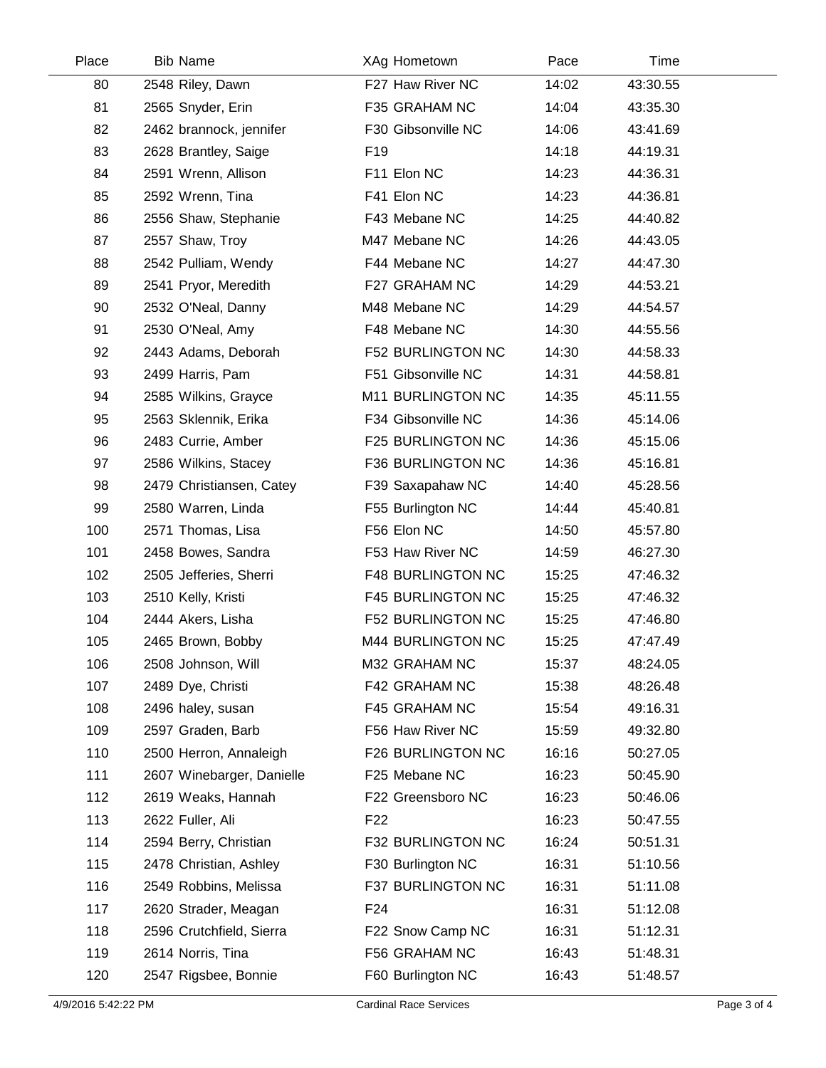| Place | Bib | Name | XAg | Hometown | Pace | Time |
|---|---|---|---|---|---|---|
| 80 | 2548 | Riley, Dawn | F27 | Haw River NC | 14:02 | 43:30.55 |
| 81 | 2565 | Snyder, Erin | F35 | GRAHAM NC | 14:04 | 43:35.30 |
| 82 | 2462 | brannock, jennifer | F30 | Gibsonville NC | 14:06 | 43:41.69 |
| 83 | 2628 | Brantley, Saige | F19 | | 14:18 | 44:19.31 |
| 84 | 2591 | Wrenn, Allison | F11 | Elon NC | 14:23 | 44:36.31 |
| 85 | 2592 | Wrenn, Tina | F41 | Elon NC | 14:23 | 44:36.81 |
| 86 | 2556 | Shaw, Stephanie | F43 | Mebane NC | 14:25 | 44:40.82 |
| 87 | 2557 | Shaw, Troy | M47 | Mebane NC | 14:26 | 44:43.05 |
| 88 | 2542 | Pulliam, Wendy | F44 | Mebane NC | 14:27 | 44:47.30 |
| 89 | 2541 | Pryor, Meredith | F27 | GRAHAM NC | 14:29 | 44:53.21 |
| 90 | 2532 | O'Neal, Danny | M48 | Mebane NC | 14:29 | 44:54.57 |
| 91 | 2530 | O'Neal, Amy | F48 | Mebane NC | 14:30 | 44:55.56 |
| 92 | 2443 | Adams, Deborah | F52 | BURLINGTON NC | 14:30 | 44:58.33 |
| 93 | 2499 | Harris, Pam | F51 | Gibsonville NC | 14:31 | 44:58.81 |
| 94 | 2585 | Wilkins, Grayce | M11 | BURLINGTON NC | 14:35 | 45:11.55 |
| 95 | 2563 | Sklennik, Erika | F34 | Gibsonville NC | 14:36 | 45:14.06 |
| 96 | 2483 | Currie, Amber | F25 | BURLINGTON NC | 14:36 | 45:15.06 |
| 97 | 2586 | Wilkins, Stacey | F36 | BURLINGTON NC | 14:36 | 45:16.81 |
| 98 | 2479 | Christiansen, Catey | F39 | Saxapahaw NC | 14:40 | 45:28.56 |
| 99 | 2580 | Warren, Linda | F55 | Burlington NC | 14:44 | 45:40.81 |
| 100 | 2571 | Thomas, Lisa | F56 | Elon NC | 14:50 | 45:57.80 |
| 101 | 2458 | Bowes, Sandra | F53 | Haw River NC | 14:59 | 46:27.30 |
| 102 | 2505 | Jefferies, Sherri | F48 | BURLINGTON NC | 15:25 | 47:46.32 |
| 103 | 2510 | Kelly, Kristi | F45 | BURLINGTON NC | 15:25 | 47:46.32 |
| 104 | 2444 | Akers, Lisha | F52 | BURLINGTON NC | 15:25 | 47:46.80 |
| 105 | 2465 | Brown, Bobby | M44 | BURLINGTON NC | 15:25 | 47:47.49 |
| 106 | 2508 | Johnson, Will | M32 | GRAHAM NC | 15:37 | 48:24.05 |
| 107 | 2489 | Dye, Christi | F42 | GRAHAM NC | 15:38 | 48:26.48 |
| 108 | 2496 | haley, susan | F45 | GRAHAM NC | 15:54 | 49:16.31 |
| 109 | 2597 | Graden, Barb | F56 | Haw River NC | 15:59 | 49:32.80 |
| 110 | 2500 | Herron, Annaleigh | F26 | BURLINGTON NC | 16:16 | 50:27.05 |
| 111 | 2607 | Winebarger, Danielle | F25 | Mebane NC | 16:23 | 50:45.90 |
| 112 | 2619 | Weaks, Hannah | F22 | Greensboro NC | 16:23 | 50:46.06 |
| 113 | 2622 | Fuller, Ali | F22 | | 16:23 | 50:47.55 |
| 114 | 2594 | Berry, Christian | F32 | BURLINGTON NC | 16:24 | 50:51.31 |
| 115 | 2478 | Christian, Ashley | F30 | Burlington NC | 16:31 | 51:10.56 |
| 116 | 2549 | Robbins, Melissa | F37 | BURLINGTON NC | 16:31 | 51:11.08 |
| 117 | 2620 | Strader, Meagan | F24 | | 16:31 | 51:12.08 |
| 118 | 2596 | Crutchfield, Sierra | F22 | Snow Camp NC | 16:31 | 51:12.31 |
| 119 | 2614 | Norris, Tina | F56 | GRAHAM NC | 16:43 | 51:48.31 |
| 120 | 2547 | Rigsbee, Bonnie | F60 | Burlington NC | 16:43 | 51:48.57 |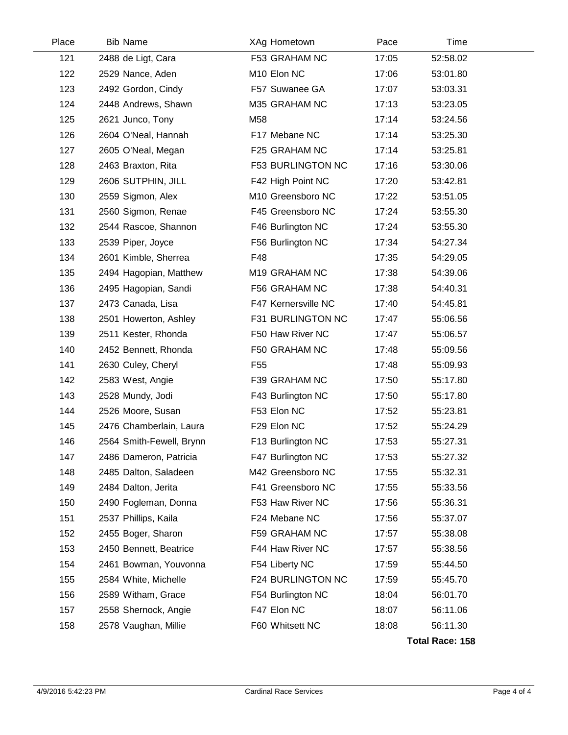| Place | Bib Name | XAg Hometown | Pace | Time |
|---|---|---|---|---|
| 121 | 2488 de Ligt, Cara | F53 GRAHAM NC | 17:05 | 52:58.02 |
| 122 | 2529 Nance, Aden | M10 Elon NC | 17:06 | 53:01.80 |
| 123 | 2492 Gordon, Cindy | F57 Suwanee GA | 17:07 | 53:03.31 |
| 124 | 2448 Andrews, Shawn | M35 GRAHAM NC | 17:13 | 53:23.05 |
| 125 | 2621 Junco, Tony | M58 | 17:14 | 53:24.56 |
| 126 | 2604 O'Neal, Hannah | F17 Mebane NC | 17:14 | 53:25.30 |
| 127 | 2605 O'Neal, Megan | F25 GRAHAM NC | 17:14 | 53:25.81 |
| 128 | 2463 Braxton, Rita | F53 BURLINGTON NC | 17:16 | 53:30.06 |
| 129 | 2606 SUTPHIN, JILL | F42 High Point NC | 17:20 | 53:42.81 |
| 130 | 2559 Sigmon, Alex | M10 Greensboro NC | 17:22 | 53:51.05 |
| 131 | 2560 Sigmon, Renae | F45 Greensboro NC | 17:24 | 53:55.30 |
| 132 | 2544 Rascoe, Shannon | F46 Burlington NC | 17:24 | 53:55.30 |
| 133 | 2539 Piper, Joyce | F56 Burlington NC | 17:34 | 54:27.34 |
| 134 | 2601 Kimble, Sherrea | F48 | 17:35 | 54:29.05 |
| 135 | 2494 Hagopian, Matthew | M19 GRAHAM NC | 17:38 | 54:39.06 |
| 136 | 2495 Hagopian, Sandi | F56 GRAHAM NC | 17:38 | 54:40.31 |
| 137 | 2473 Canada, Lisa | F47 Kernersville NC | 17:40 | 54:45.81 |
| 138 | 2501 Howerton, Ashley | F31 BURLINGTON NC | 17:47 | 55:06.56 |
| 139 | 2511 Kester, Rhonda | F50 Haw River NC | 17:47 | 55:06.57 |
| 140 | 2452 Bennett, Rhonda | F50 GRAHAM NC | 17:48 | 55:09.56 |
| 141 | 2630 Culey, Cheryl | F55 | 17:48 | 55:09.93 |
| 142 | 2583 West, Angie | F39 GRAHAM NC | 17:50 | 55:17.80 |
| 143 | 2528 Mundy, Jodi | F43 Burlington NC | 17:50 | 55:17.80 |
| 144 | 2526 Moore, Susan | F53 Elon NC | 17:52 | 55:23.81 |
| 145 | 2476 Chamberlain, Laura | F29 Elon NC | 17:52 | 55:24.29 |
| 146 | 2564 Smith-Fewell, Brynn | F13 Burlington NC | 17:53 | 55:27.31 |
| 147 | 2486 Dameron, Patricia | F47 Burlington NC | 17:53 | 55:27.32 |
| 148 | 2485 Dalton, Saladeen | M42 Greensboro NC | 17:55 | 55:32.31 |
| 149 | 2484 Dalton, Jerita | F41 Greensboro NC | 17:55 | 55:33.56 |
| 150 | 2490 Fogleman, Donna | F53 Haw River NC | 17:56 | 55:36.31 |
| 151 | 2537 Phillips, Kaila | F24 Mebane NC | 17:56 | 55:37.07 |
| 152 | 2455 Boger, Sharon | F59 GRAHAM NC | 17:57 | 55:38.08 |
| 153 | 2450 Bennett, Beatrice | F44 Haw River NC | 17:57 | 55:38.56 |
| 154 | 2461 Bowman, Youvonna | F54 Liberty NC | 17:59 | 55:44.50 |
| 155 | 2584 White, Michelle | F24 BURLINGTON NC | 17:59 | 55:45.70 |
| 156 | 2589 Witham, Grace | F54 Burlington NC | 18:04 | 56:01.70 |
| 157 | 2558 Shernock, Angie | F47 Elon NC | 18:07 | 56:11.06 |
| 158 | 2578 Vaughan, Millie | F60 Whitsett NC | 18:08 | 56:11.30 |

**Total Race: 158**

4/9/2016 5:42:23 PM Cardinal Race Services